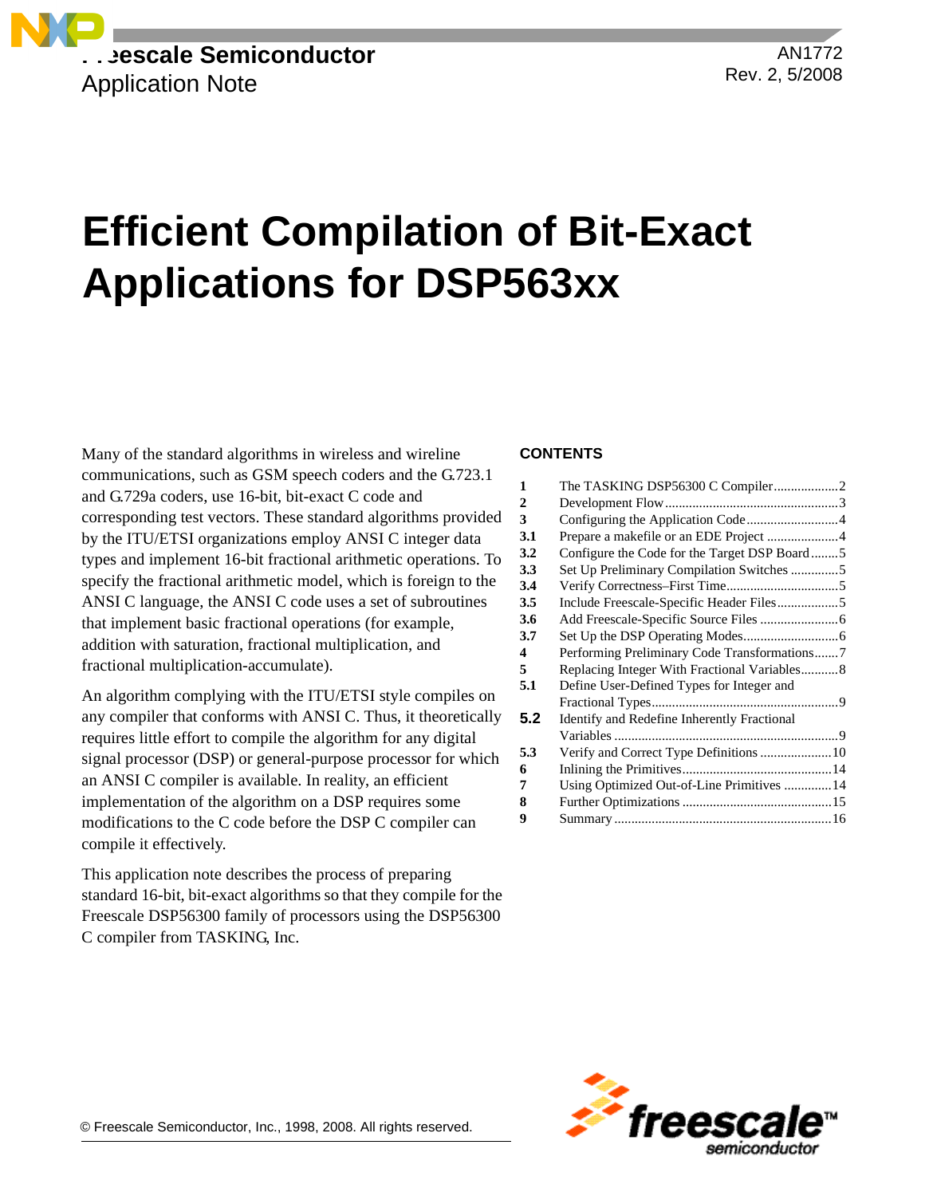Freescale Semiconductor
Application Note

AN1772
Rev. 2, 5/2008

# Efficient Compilation of Bit-Exact Applications for DSP563xx

Many of the standard algorithms in wireless and wireline communications, such as GSM speech coders and the G.723.1 and G.729a coders, use 16-bit, bit-exact C code and corresponding test vectors. These standard algorithms provided by the ITU/ETSI organizations employ ANSI C integer data types and implement 16-bit fractional arithmetic operations. To specify the fractional arithmetic model, which is foreign to the ANSI C language, the ANSI C code uses a set of subroutines that implement basic fractional operations (for example, addition with saturation, fractional multiplication, and fractional multiplication-accumulate).

An algorithm complying with the ITU/ETSI style compiles on any compiler that conforms with ANSI C. Thus, it theoretically requires little effort to compile the algorithm for any digital signal processor (DSP) or general-purpose processor for which an ANSI C compiler is available. In reality, an efficient implementation of the algorithm on a DSP requires some modifications to the C code before the DSP C compiler can compile it effectively.

This application note describes the process of preparing standard 16-bit, bit-exact algorithms so that they compile for the Freescale DSP56300 family of processors using the DSP56300 C compiler from TASKING, Inc.

**CONTENTS**

| | | |
|---|---|---|
| 1 | The TASKING DSP56300 C Compiler | 2 |
| 2 | Development Flow | 3 |
| 3 | Configuring the Application Code | 4 |
| 3.1 | Prepare a makefile or an EDE Project | 4 |
| 3.2 | Configure the Code for the Target DSP Board | 5 |
| 3.3 | Set Up Preliminary Compilation Switches | 5 |
| 3.4 | Verify Correctness–First Time | 5 |
| 3.5 | Include Freescale-Specific Header Files | 5 |
| 3.6 | Add Freescale-Specific Source Files | 6 |
| 3.7 | Set Up the DSP Operating Modes | 6 |
| 4 | Performing Preliminary Code Transformations | 7 |
| 5 | Replacing Integer With Fractional Variables | 8 |
| 5.1 | Define User-Defined Types for Integer and Fractional Types | 9 |
| 5.2 | Identify and Redefine Inherently Fractional Variables | 9 |
| 5.3 | Verify and Correct Type Definitions | 10 |
| 6 | Inlining the Primitives | 14 |
| 7 | Using Optimized Out-of-Line Primitives | 14 |
| 8 | Further Optimizations | 15 |
| 9 | Summary | 16 |

© Freescale Semiconductor, Inc., 1998, 2008. All rights reserved.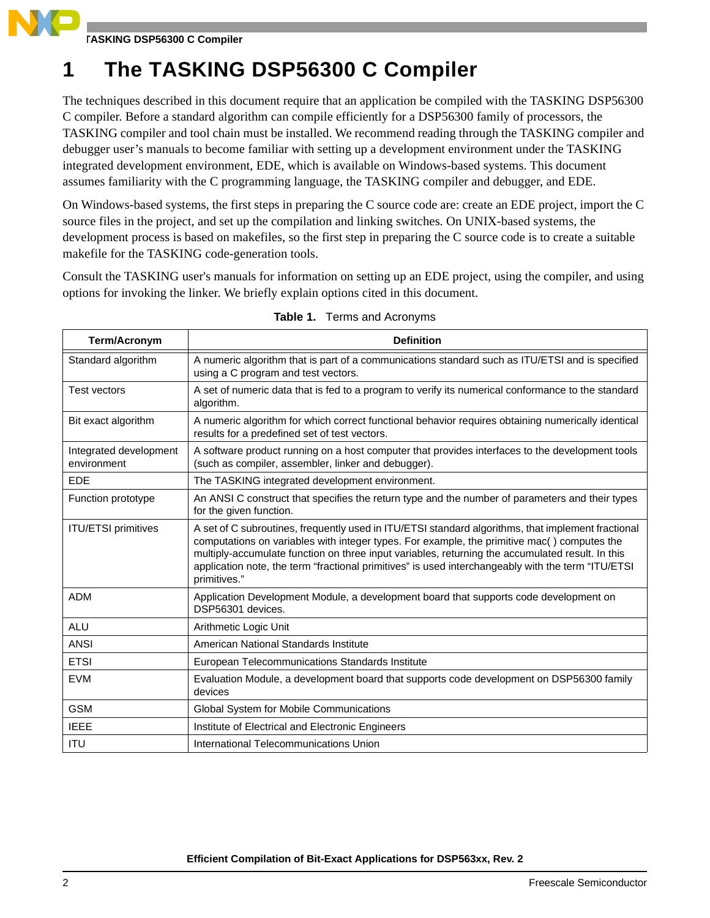# 1 The TASKING DSP56300 C Compiler

The techniques described in this document require that an application be compiled with the TASKING DSP56300 C compiler. Before a standard algorithm can compile efficiently for a DSP56300 family of processors, the TASKING compiler and tool chain must be installed. We recommend reading through the TASKING compiler and debugger user's manuals to become familiar with setting up a development environment under the TASKING integrated development environment, EDE, which is available on Windows-based systems. This document assumes familiarity with the C programming language, the TASKING compiler and debugger, and EDE.

On Windows-based systems, the first steps in preparing the C source code are: create an EDE project, import the C source files in the project, and set up the compilation and linking switches. On UNIX-based systems, the development process is based on makefiles, so the first step in preparing the C source code is to create a suitable makefile for the TASKING code-generation tools.

Consult the TASKING user's manuals for information on setting up an EDE project, using the compiler, and using options for invoking the linker. We briefly explain options cited in this document.

**Table 1.** Terms and Acronyms

| Term/Acronym | Definition |
|---|---|
| Standard algorithm | A numeric algorithm that is part of a communications standard such as ITU/ETSI and is specified using a C program and test vectors. |
| Test vectors | A set of numeric data that is fed to a program to verify its numerical conformance to the standard algorithm. |
| Bit exact algorithm | A numeric algorithm for which correct functional behavior requires obtaining numerically identical results for a predefined set of test vectors. |
| Integrated development environment | A software product running on a host computer that provides interfaces to the development tools (such as compiler, assembler, linker and debugger). |
| EDE | The TASKING integrated development environment. |
| Function prototype | An ANSI C construct that specifies the return type and the number of parameters and their types for the given function. |
| ITU/ETSI primitives | A set of C subroutines, frequently used in ITU/ETSI standard algorithms, that implement fractional computations on variables with integer types. For example, the primitive mac( ) computes the multiply-accumulate function on three input variables, returning the accumulated result. In this application note, the term "fractional primitives" is used interchangeably with the term "ITU/ETSI primitives." |
| ADM | Application Development Module, a development board that supports code development on DSP56301 devices. |
| ALU | Arithmetic Logic Unit |
| ANSI | American National Standards Institute |
| ETSI | European Telecommunications Standards Institute |
| EVM | Evaluation Module, a development board that supports code development on DSP56300 family devices |
| GSM | Global System for Mobile Communications |
| IEEE | Institute of Electrical and Electronic Engineers |
| ITU | International Telecommunications Union |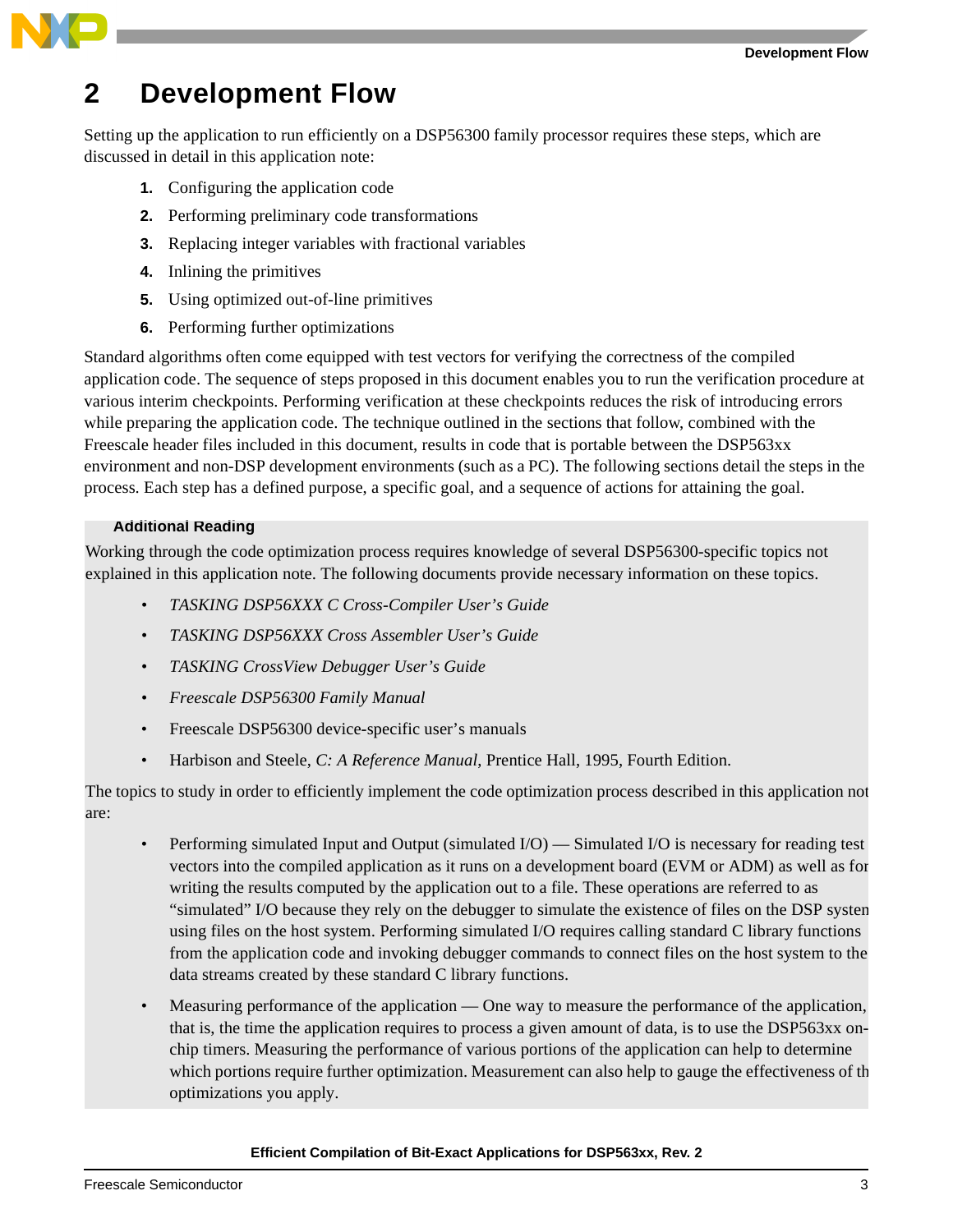## 2 Development Flow

Setting up the application to run efficiently on a DSP56300 family processor requires these steps, which are discussed in detail in this application note:

1. Configuring the application code
2. Performing preliminary code transformations
3. Replacing integer variables with fractional variables
4. Inlining the primitives
5. Using optimized out-of-line primitives
6. Performing further optimizations

Standard algorithms often come equipped with test vectors for verifying the correctness of the compiled application code. The sequence of steps proposed in this document enables you to run the verification procedure at various interim checkpoints. Performing verification at these checkpoints reduces the risk of introducing errors while preparing the application code. The technique outlined in the sections that follow, combined with the Freescale header files included in this document, results in code that is portable between the DSP563xx environment and non-DSP development environments (such as a PC). The following sections detail the steps in the process. Each step has a defined purpose, a specific goal, and a sequence of actions for attaining the goal.

**Additional Reading**

Working through the code optimization process requires knowledge of several DSP56300-specific topics not explained in this application note. The following documents provide necessary information on these topics.

- *TASKING DSP56XXX C Cross-Compiler User's Guide*
- *TASKING DSP56XXX Cross Assembler User's Guide*
- *TASKING CrossView Debugger User's Guide*
- *Freescale DSP56300 Family Manual*
- Freescale DSP56300 device-specific user's manuals
- Harbison and Steele, *C: A Reference Manual*, Prentice Hall, 1995, Fourth Edition.

The topics to study in order to efficiently implement the code optimization process described in this application not are:

- Performing simulated Input and Output (simulated I/O) — Simulated I/O is necessary for reading test vectors into the compiled application as it runs on a development board (EVM or ADM) as well as for writing the results computed by the application out to a file. These operations are referred to as "simulated" I/O because they rely on the debugger to simulate the existence of files on the DSP system using files on the host system. Performing simulated I/O requires calling standard C library functions from the application code and invoking debugger commands to connect files on the host system to the data streams created by these standard C library functions.
- Measuring performance of the application — One way to measure the performance of the application, that is, the time the application requires to process a given amount of data, is to use the DSP563xx on-chip timers. Measuring the performance of various portions of the application can help to determine which portions require further optimization. Measurement can also help to gauge the effectiveness of the optimizations you apply.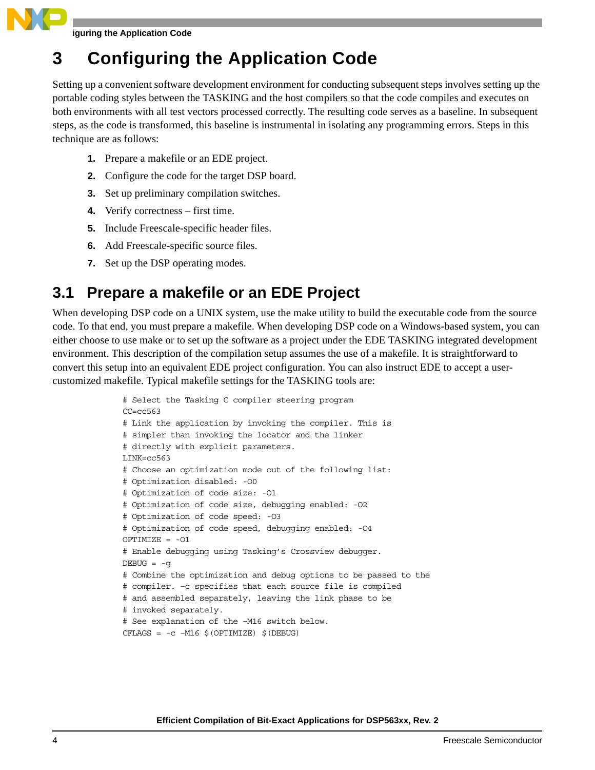# 3 Configuring the Application Code

Setting up a convenient software development environment for conducting subsequent steps involves setting up the portable coding styles between the TASKING and the host compilers so that the code compiles and executes on both environments with all test vectors processed correctly. The resulting code serves as a baseline. In subsequent steps, as the code is transformed, this baseline is instrumental in isolating any programming errors. Steps in this technique are as follows:

1. Prepare a makefile or an EDE project.
2. Configure the code for the target DSP board.
3. Set up preliminary compilation switches.
4. Verify correctness – first time.
5. Include Freescale-specific header files.
6. Add Freescale-specific source files.
7. Set up the DSP operating modes.

## 3.1 Prepare a makefile or an EDE Project

When developing DSP code on a UNIX system, use the make utility to build the executable code from the source code. To that end, you must prepare a makefile. When developing DSP code on a Windows-based system, you can either choose to use make or to set up the software as a project under the EDE TASKING integrated development environment. This description of the compilation setup assumes the use of a makefile. It is straightforward to convert this setup into an equivalent EDE project configuration. You can also instruct EDE to accept a user-customized makefile. Typical makefile settings for the TASKING tools are:

```
# Select the Tasking C compiler steering program
CC=cc563
# Link the application by invoking the compiler. This is
# simpler than invoking the locator and the linker
# directly with explicit parameters.
LINK=cc563
# Choose an optimization mode out of the following list:
# Optimization disabled: -O0
# Optimization of code size: -O1
# Optimization of code size, debugging enabled: -O2
# Optimization of code speed: -O3
# Optimization of code speed, debugging enabled: -O4
OPTIMIZE = -O1
# Enable debugging using Tasking's Crossview debugger.
DEBUG = -g
# Combine the optimization and debug options to be passed to the
# compiler. –c specifies that each source file is compiled
# and assembled separately, leaving the link phase to be
# invoked separately.
# See explanation of the –M16 switch below.
CFLAGS = -c –M16 $(OPTIMIZE) $(DEBUG)
```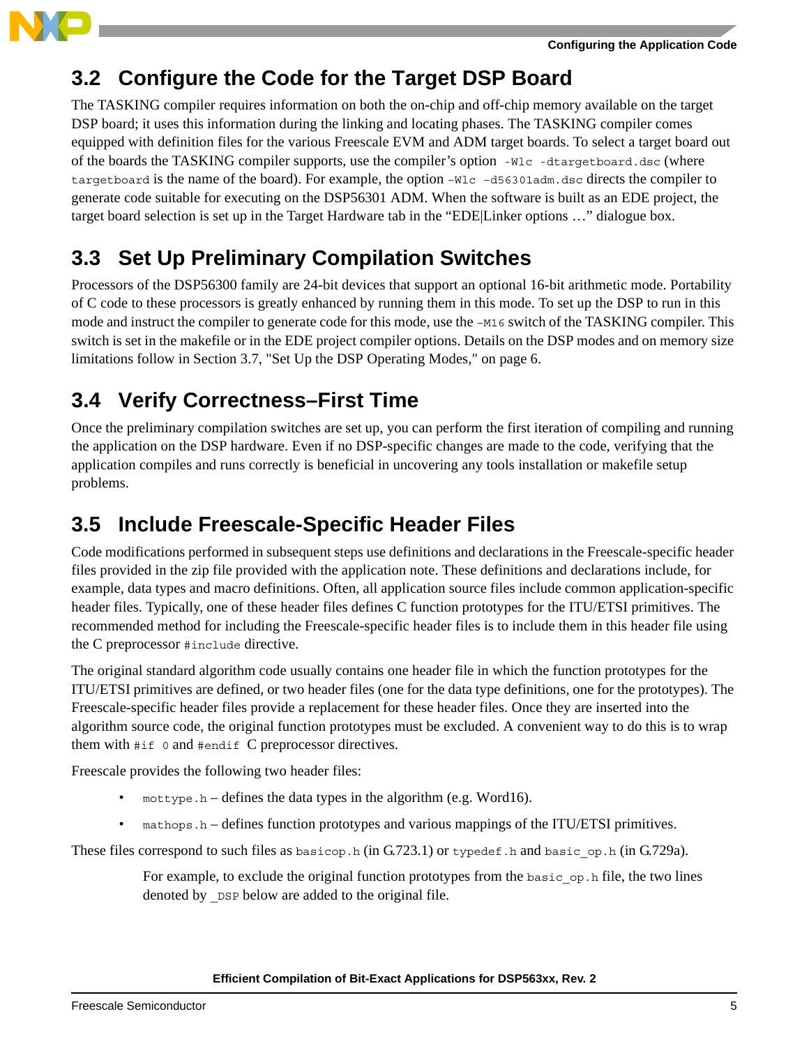## 3.2 Configure the Code for the Target DSP Board

The TASKING compiler requires information on both the on-chip and off-chip memory available on the target DSP board; it uses this information during the linking and locating phases. The TASKING compiler comes equipped with definition files for the various Freescale EVM and ADM target boards. To select a target board out of the boards the TASKING compiler supports, use the compiler's option `-Wlc -dtargetboard.dsc` (where `targetboard` is the name of the board). For example, the option `-Wlc -d56301adm.dsc` directs the compiler to generate code suitable for executing on the DSP56301 ADM. When the software is built as an EDE project, the target board selection is set up in the Target Hardware tab in the "EDE|Linker options …" dialogue box.

## 3.3 Set Up Preliminary Compilation Switches

Processors of the DSP56300 family are 24-bit devices that support an optional 16-bit arithmetic mode. Portability of C code to these processors is greatly enhanced by running them in this mode. To set up the DSP to run in this mode and instruct the compiler to generate code for this mode, use the `-M16` switch of the TASKING compiler. This switch is set in the makefile or in the EDE project compiler options. Details on the DSP modes and on memory size limitations follow in Section 3.7, "Set Up the DSP Operating Modes," on page 6.

## 3.4 Verify Correctness–First Time

Once the preliminary compilation switches are set up, you can perform the first iteration of compiling and running the application on the DSP hardware. Even if no DSP-specific changes are made to the code, verifying that the application compiles and runs correctly is beneficial in uncovering any tools installation or makefile setup problems.

## 3.5 Include Freescale-Specific Header Files

Code modifications performed in subsequent steps use definitions and declarations in the Freescale-specific header files provided in the zip file provided with the application note. These definitions and declarations include, for example, data types and macro definitions. Often, all application source files include common application-specific header files. Typically, one of these header files defines C function prototypes for the ITU/ETSI primitives. The recommended method for including the Freescale-specific header files is to include them in this header file using the C preprocessor `#include` directive.

The original standard algorithm code usually contains one header file in which the function prototypes for the ITU/ETSI primitives are defined, or two header files (one for the data type definitions, one for the prototypes). The Freescale-specific header files provide a replacement for these header files. Once they are inserted into the algorithm source code, the original function prototypes must be excluded. A convenient way to do this is to wrap them with `#if 0` and `#endif` C preprocessor directives.

Freescale provides the following two header files:

- `mottype.h` – defines the data types in the algorithm (e.g. Word16).
- `mathops.h` – defines function prototypes and various mappings of the ITU/ETSI primitives.

These files correspond to such files as `basicop.h` (in G.723.1) or `typedef.h` and `basic_op.h` (in G.729a).

For example, to exclude the original function prototypes from the `basic_op.h` file, the two lines denoted by `_DSP` below are added to the original file.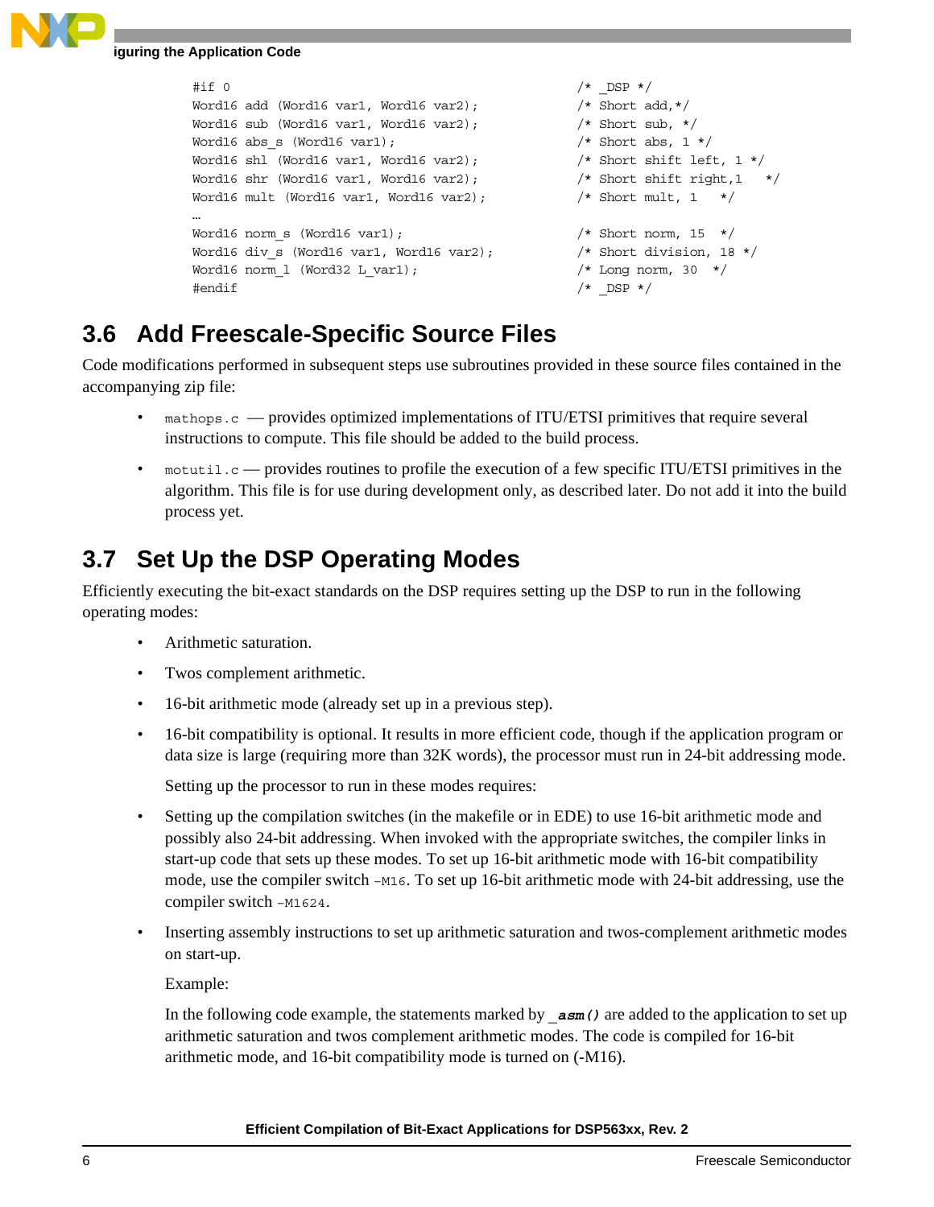```
#if 0                                                    /* _DSP */
Word16 add (Word16 var1, Word16 var2);                   /* Short add,*/
Word16 sub (Word16 var1, Word16 var2);                   /* Short sub, */
Word16 abs_s (Word16 var1);                              /* Short abs, 1 */
Word16 shl (Word16 var1, Word16 var2);                   /* Short shift left, 1 */
Word16 shr (Word16 var1, Word16 var2);                   /* Short shift right,1   */
Word16 mult (Word16 var1, Word16 var2);                  /* Short mult, 1   */
…
Word16 norm_s (Word16 var1);                             /* Short norm, 15  */
Word16 div_s (Word16 var1, Word16 var2);                 /* Short division, 18 */
Word16 norm_l (Word32 L_var1);                           /* Long norm, 30  */
#endif                                                   /* _DSP */
```

## 3.6 Add Freescale-Specific Source Files

Code modifications performed in subsequent steps use subroutines provided in these source files contained in the accompanying zip file:

- `mathops.c` — provides optimized implementations of ITU/ETSI primitives that require several instructions to compute. This file should be added to the build process.
- `motutil.c` — provides routines to profile the execution of a few specific ITU/ETSI primitives in the algorithm. This file is for use during development only, as described later. Do not add it into the build process yet.

## 3.7 Set Up the DSP Operating Modes

Efficiently executing the bit-exact standards on the DSP requires setting up the DSP to run in the following operating modes:

- Arithmetic saturation.
- Twos complement arithmetic.
- 16-bit arithmetic mode (already set up in a previous step).
- 16-bit compatibility is optional. It results in more efficient code, though if the application program or data size is large (requiring more than 32K words), the processor must run in 24-bit addressing mode.

  Setting up the processor to run in these modes requires:

- Setting up the compilation switches (in the makefile or in EDE) to use 16-bit arithmetic mode and possibly also 24-bit addressing. When invoked with the appropriate switches, the compiler links in start-up code that sets up these modes. To set up 16-bit arithmetic mode with 16-bit compatibility mode, use the compiler switch `-M16`. To set up 16-bit arithmetic mode with 24-bit addressing, use the compiler switch `-M1624`.
- Inserting assembly instructions to set up arithmetic saturation and twos-complement arithmetic modes on start-up.

  Example:

  In the following code example, the statements marked by ***_asm()*** are added to the application to set up arithmetic saturation and twos complement arithmetic modes. The code is compiled for 16-bit arithmetic mode, and 16-bit compatibility mode is turned on (-M16).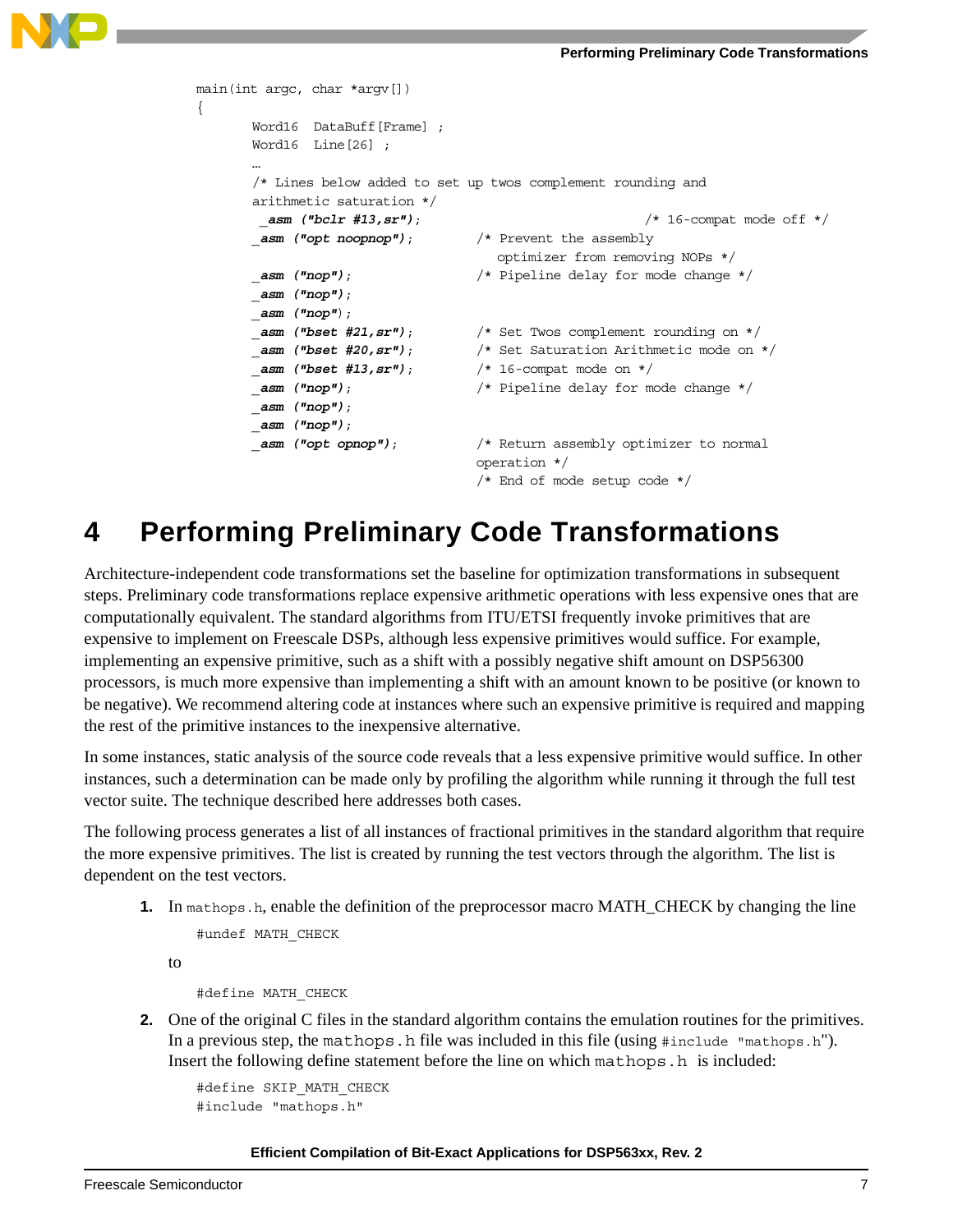```
main(int argc, char *argv[])
{
       Word16  DataBuff[Frame] ;
       Word16  Line[26] ;
       …
       /* Lines below added to set up twos complement rounding and
       arithmetic saturation */
        _asm ("bclr #13,sr");                              /* 16-compat mode off */
       _asm ("opt noopnop");         /* Prevent the assembly
                                        optimizer from removing NOPs */
       _asm ("nop");                 /* Pipeline delay for mode change */
       _asm ("nop");
       _asm ("nop");
       _asm ("bset #21,sr");         /* Set Twos complement rounding on */
       _asm ("bset #20,sr");         /* Set Saturation Arithmetic mode on */
       _asm ("bset #13,sr");         /* 16-compat mode on */
       _asm ("nop");                 /* Pipeline delay for mode change */
       _asm ("nop");
       _asm ("nop");
       _asm ("opt opnop");           /* Return assembly optimizer to normal
                                     operation */
                                     /* End of mode setup code */
```

# 4 Performing Preliminary Code Transformations

Architecture-independent code transformations set the baseline for optimization transformations in subsequent steps. Preliminary code transformations replace expensive arithmetic operations with less expensive ones that are computationally equivalent. The standard algorithms from ITU/ETSI frequently invoke primitives that are expensive to implement on Freescale DSPs, although less expensive primitives would suffice. For example, implementing an expensive primitive, such as a shift with a possibly negative shift amount on DSP56300 processors, is much more expensive than implementing a shift with an amount known to be positive (or known to be negative). We recommend altering code at instances where such an expensive primitive is required and mapping the rest of the primitive instances to the inexpensive alternative.

In some instances, static analysis of the source code reveals that a less expensive primitive would suffice. In other instances, such a determination can be made only by profiling the algorithm while running it through the full test vector suite. The technique described here addresses both cases.

The following process generates a list of all instances of fractional primitives in the standard algorithm that require the more expensive primitives. The list is created by running the test vectors through the algorithm. The list is dependent on the test vectors.

1. In `mathops.h`, enable the definition of the preprocessor macro MATH_CHECK by changing the line

   ```
   #undef MATH_CHECK
   ```

   to

   ```
   #define MATH_CHECK
   ```

2. One of the original C files in the standard algorithm contains the emulation routines for the primitives. In a previous step, the `mathops.h` file was included in this file (using `#include "mathops.h"`). Insert the following define statement before the line on which `mathops.h` is included:

   ```
   #define SKIP_MATH_CHECK
   #include "mathops.h"
   ```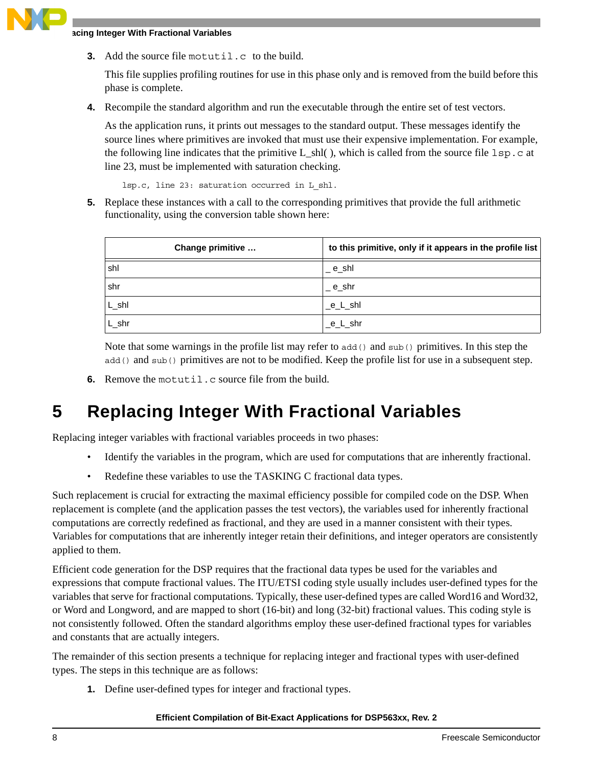3. Add the source file `motutil.c` to the build.

   This file supplies profiling routines for use in this phase only and is removed from the build before this phase is complete.

4. Recompile the standard algorithm and run the executable through the entire set of test vectors.

   As the application runs, it prints out messages to the standard output. These messages identify the source lines where primitives are invoked that must use their expensive implementation. For example, the following line indicates that the primitive L_shl( ), which is called from the source file `lsp.c` at line 23, must be implemented with saturation checking.

   ```
   lsp.c, line 23: saturation occurred in L_shl.
   ```

5. Replace these instances with a call to the corresponding primitives that provide the full arithmetic functionality, using the conversion table shown here:

| Change primitive … | to this primitive, only if it appears in the profile list |
|---|---|
| shl | _ e_shl |
| shr | _ e_shr |
| L_shl | _e_L_shl |
| L_shr | _e_L_shr |

   Note that some warnings in the profile list may refer to `add()` and `sub()` primitives. In this step the `add()` and `sub()` primitives are not to be modified. Keep the profile list for use in a subsequent step.

6. Remove the `motutil.c` source file from the build.

# 5 Replacing Integer With Fractional Variables

Replacing integer variables with fractional variables proceeds in two phases:

- Identify the variables in the program, which are used for computations that are inherently fractional.
- Redefine these variables to use the TASKING C fractional data types.

Such replacement is crucial for extracting the maximal efficiency possible for compiled code on the DSP. When replacement is complete (and the application passes the test vectors), the variables used for inherently fractional computations are correctly redefined as fractional, and they are used in a manner consistent with their types. Variables for computations that are inherently integer retain their definitions, and integer operators are consistently applied to them.

Efficient code generation for the DSP requires that the fractional data types be used for the variables and expressions that compute fractional values. The ITU/ETSI coding style usually includes user-defined types for the variables that serve for fractional computations. Typically, these user-defined types are called Word16 and Word32, or Word and Longword, and are mapped to short (16-bit) and long (32-bit) fractional values. This coding style is not consistently followed. Often the standard algorithms employ these user-defined fractional types for variables and constants that are actually integers.

The remainder of this section presents a technique for replacing integer and fractional types with user-defined types. The steps in this technique are as follows:

1. Define user-defined types for integer and fractional types.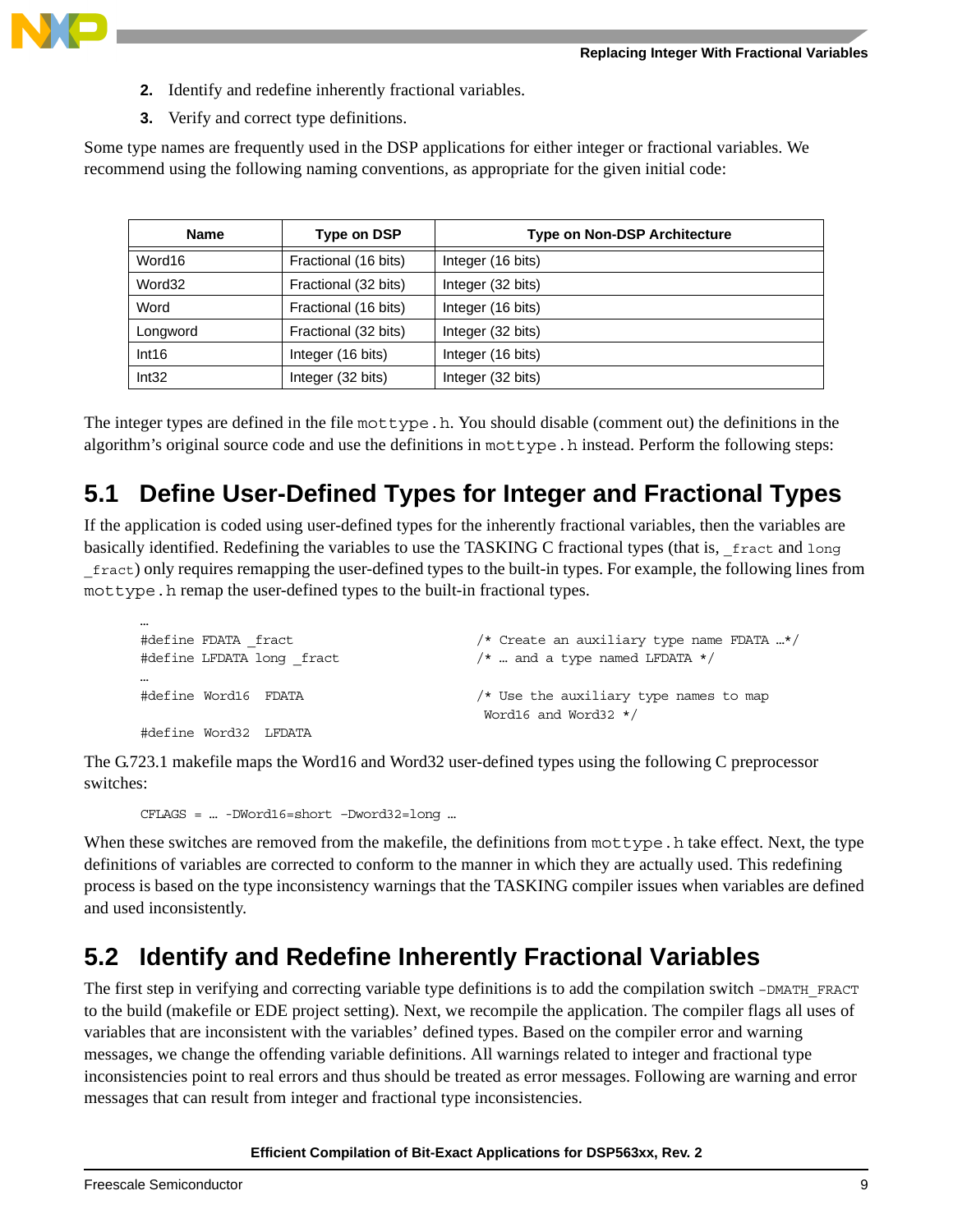2. Identify and redefine inherently fractional variables.
3. Verify and correct type definitions.

Some type names are frequently used in the DSP applications for either integer or fractional variables. We recommend using the following naming conventions, as appropriate for the given initial code:

| Name | Type on DSP | Type on Non-DSP Architecture |
|---|---|---|
| Word16 | Fractional (16 bits) | Integer (16 bits) |
| Word32 | Fractional (32 bits) | Integer (32 bits) |
| Word | Fractional (16 bits) | Integer (16 bits) |
| Longword | Fractional (32 bits) | Integer (32 bits) |
| Int16 | Integer (16 bits) | Integer (16 bits) |
| Int32 | Integer (32 bits) | Integer (32 bits) |

The integer types are defined in the file `mottype.h`. You should disable (comment out) the definitions in the algorithm's original source code and use the definitions in `mottype.h` instead. Perform the following steps:

## 5.1 Define User-Defined Types for Integer and Fractional Types

If the application is coded using user-defined types for the inherently fractional variables, then the variables are basically identified. Redefining the variables to use the TASKING C fractional types (that is, `_fract` and `long _fract`) only requires remapping the user-defined types to the built-in types. For example, the following lines from `mottype.h` remap the user-defined types to the built-in fractional types.

```
…
#define FDATA _fract                    /* Create an auxiliary type name FDATA …*/
#define LFDATA long _fract              /* … and a type named LFDATA */
…
#define Word16  FDATA                   /* Use the auxiliary type names to map
                                         Word16 and Word32 */
#define Word32  LFDATA
```

The G.723.1 makefile maps the Word16 and Word32 user-defined types using the following C preprocessor switches:

```
CFLAGS = … -DWord16=short -Dword32=long …
```

When these switches are removed from the makefile, the definitions from `mottype.h` take effect. Next, the type definitions of variables are corrected to conform to the manner in which they are actually used. This redefining process is based on the type inconsistency warnings that the TASKING compiler issues when variables are defined and used inconsistently.

## 5.2 Identify and Redefine Inherently Fractional Variables

The first step in verifying and correcting variable type definitions is to add the compilation switch `-DMATH_FRACT` to the build (makefile or EDE project setting). Next, we recompile the application. The compiler flags all uses of variables that are inconsistent with the variables' defined types. Based on the compiler error and warning messages, we change the offending variable definitions. All warnings related to integer and fractional type inconsistencies point to real errors and thus should be treated as error messages. Following are warning and error messages that can result from integer and fractional type inconsistencies.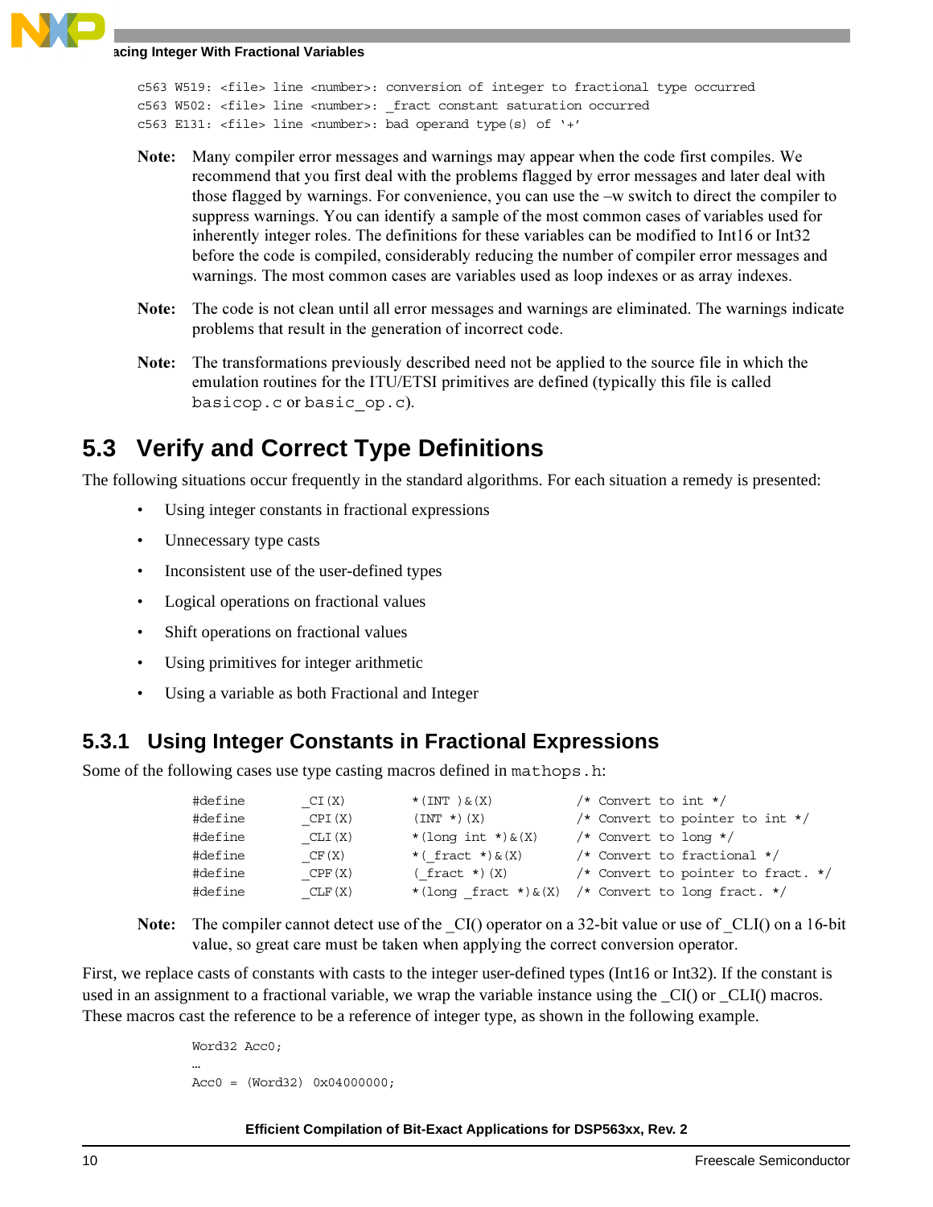```
c563 W519: <file> line <number>: conversion of integer to fractional type occurred
c563 W502: <file> line <number>: _fract constant saturation occurred
c563 E131: <file> line <number>: bad operand type(s) of '+'
```

**Note:** Many compiler error messages and warnings may appear when the code first compiles. We recommend that you first deal with the problems flagged by error messages and later deal with those flagged by warnings. For convenience, you can use the –w switch to direct the compiler to suppress warnings. You can identify a sample of the most common cases of variables used for inherently integer roles. The definitions for these variables can be modified to Int16 or Int32 before the code is compiled, considerably reducing the number of compiler error messages and warnings. The most common cases are variables used as loop indexes or as array indexes.

**Note:** The code is not clean until all error messages and warnings are eliminated. The warnings indicate problems that result in the generation of incorrect code.

**Note:** The transformations previously described need not be applied to the source file in which the emulation routines for the ITU/ETSI primitives are defined (typically this file is called `basicop.c` or `basic_op.c`).

## 5.3 Verify and Correct Type Definitions

The following situations occur frequently in the standard algorithms. For each situation a remedy is presented:

- Using integer constants in fractional expressions
- Unnecessary type casts
- Inconsistent use of the user-defined types
- Logical operations on fractional values
- Shift operations on fractional values
- Using primitives for integer arithmetic
- Using a variable as both Fractional and Integer

### 5.3.1 Using Integer Constants in Fractional Expressions

Some of the following cases use type casting macros defined in `mathops.h`:

```
#define     _CI(X)      *(INT )&(X)         /* Convert to int */
#define     _CPI(X)     (INT *)(X)          /* Convert to pointer to int */
#define     _CLI(X)     *(long int *)&(X)   /* Convert to long */
#define     _CF(X)      *(_fract *)&(X)     /* Convert to fractional */
#define     _CPF(X)     (_fract *)(X)       /* Convert to pointer to fract. */
#define     _CLF(X)     *(long _fract *)&(X) /* Convert to long fract. */
```

**Note:** The compiler cannot detect use of the _CI() operator on a 32-bit value or use of _CLI() on a 16-bit value, so great care must be taken when applying the correct conversion operator.

First, we replace casts of constants with casts to the integer user-defined types (Int16 or Int32). If the constant is used in an assignment to a fractional variable, we wrap the variable instance using the _CI() or _CLI() macros. These macros cast the reference to be a reference of integer type, as shown in the following example.

```
Word32 Acc0;
…
Acc0 = (Word32) 0x04000000;
```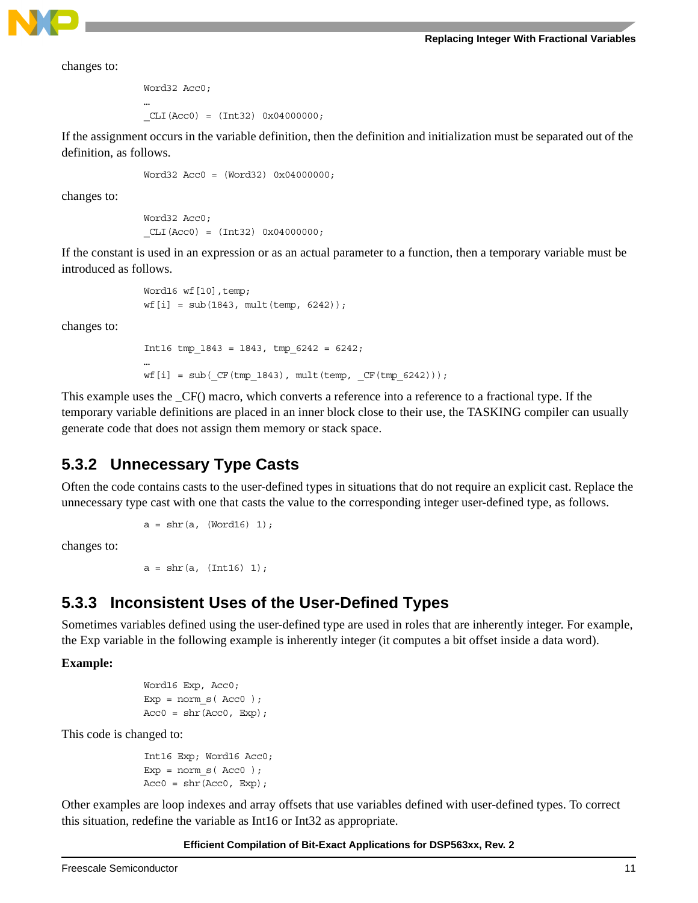changes to:

```
Word32 Acc0;
…
_CLI(Acc0) = (Int32) 0x04000000;
```

If the assignment occurs in the variable definition, then the definition and initialization must be separated out of the definition, as follows.

```
Word32 Acc0 = (Word32) 0x04000000;
```

changes to:

```
Word32 Acc0;
_CLI(Acc0) = (Int32) 0x04000000;
```

If the constant is used in an expression or as an actual parameter to a function, then a temporary variable must be introduced as follows.

```
Word16 wf[10],temp;
wf[i] = sub(1843, mult(temp, 6242));
```

changes to:

```
Int16 tmp_1843 = 1843, tmp_6242 = 6242;
…
wf[i] = sub(_CF(tmp_1843), mult(temp, _CF(tmp_6242)));
```

This example uses the _CF() macro, which converts a reference into a reference to a fractional type. If the temporary variable definitions are placed in an inner block close to their use, the TASKING compiler can usually generate code that does not assign them memory or stack space.

### 5.3.2 Unnecessary Type Casts

Often the code contains casts to the user-defined types in situations that do not require an explicit cast. Replace the unnecessary type cast with one that casts the value to the corresponding integer user-defined type, as follows.

```
a = shr(a, (Word16) 1);
```

changes to:

```
a = shr(a, (Int16) 1);
```

### 5.3.3 Inconsistent Uses of the User-Defined Types

Sometimes variables defined using the user-defined type are used in roles that are inherently integer. For example, the Exp variable in the following example is inherently integer (it computes a bit offset inside a data word).

**Example:**

```
Word16 Exp, Acc0;
Exp = norm_s( Acc0 );
Acc0 = shr(Acc0, Exp);
```

This code is changed to:

```
Int16 Exp; Word16 Acc0;
Exp = norm_s( Acc0 );
Acc0 = shr(Acc0, Exp);
```

Other examples are loop indexes and array offsets that use variables defined with user-defined types. To correct this situation, redefine the variable as Int16 or Int32 as appropriate.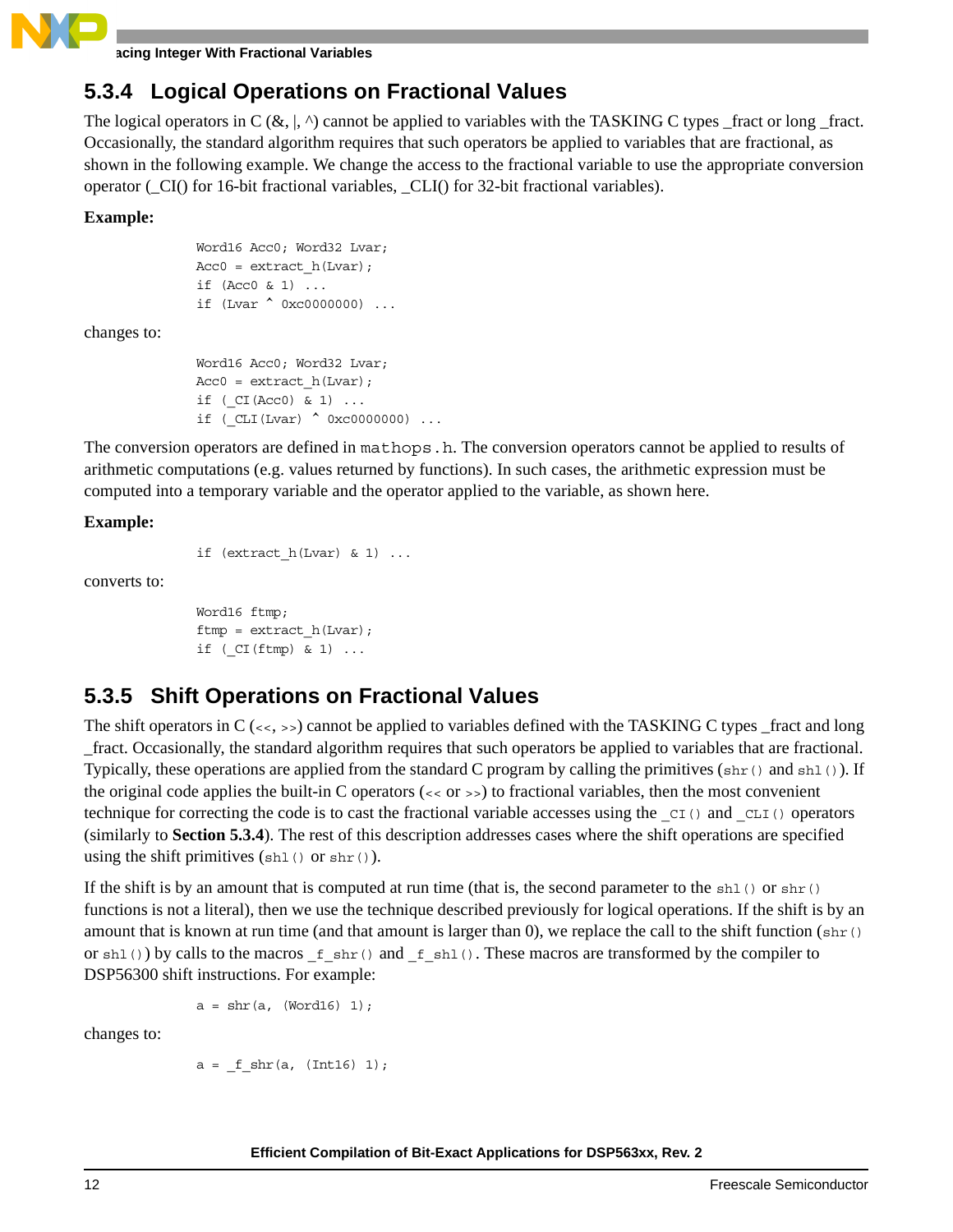### 5.3.4 Logical Operations on Fractional Values

The logical operators in C (&, |, ^) cannot be applied to variables with the TASKING C types _fract or long _fract. Occasionally, the standard algorithm requires that such operators be applied to variables that are fractional, as shown in the following example. We change the access to the fractional variable to use the appropriate conversion operator (_CI() for 16-bit fractional variables, _CLI() for 32-bit fractional variables).

**Example:**

```
Word16 Acc0; Word32 Lvar;
Acc0 = extract_h(Lvar);
if (Acc0 & 1) ...
if (Lvar ^ 0xc0000000) ...
```

changes to:

```
Word16 Acc0; Word32 Lvar;
Acc0 = extract_h(Lvar);
if (_CI(Acc0) & 1) ...
if (_CLI(Lvar) ^ 0xc0000000) ...
```

The conversion operators are defined in `mathops.h`. The conversion operators cannot be applied to results of arithmetic computations (e.g. values returned by functions). In such cases, the arithmetic expression must be computed into a temporary variable and the operator applied to the variable, as shown here.

**Example:**

```
if (extract_h(Lvar) & 1) ...
```

converts to:

```
Word16 ftmp;
ftmp = extract_h(Lvar);
if (_CI(ftmp) & 1) ...
```

### 5.3.5 Shift Operations on Fractional Values

The shift operators in C (`<<`, `>>`) cannot be applied to variables defined with the TASKING C types _fract and long _fract. Occasionally, the standard algorithm requires that such operators be applied to variables that are fractional. Typically, these operations are applied from the standard C program by calling the primitives (`shr()` and `shl()`). If the original code applies the built-in C operators (`<<` or `>>`) to fractional variables, then the most convenient technique for correcting the code is to cast the fractional variable accesses using the `_CI()` and `_CLI()` operators (similarly to **Section 5.3.4**). The rest of this description addresses cases where the shift operations are specified using the shift primitives (`shl()` or `shr()`).

If the shift is by an amount that is computed at run time (that is, the second parameter to the `shl()` or `shr()` functions is not a literal), then we use the technique described previously for logical operations. If the shift is by an amount that is known at run time (and that amount is larger than 0), we replace the call to the shift function (`shr()` or `shl()`) by calls to the macros `_f_shr()` and `_f_shl()`. These macros are transformed by the compiler to DSP56300 shift instructions. For example:

```
a = shr(a, (Word16) 1);
```

changes to:

```
a = _f_shr(a, (Int16) 1);
```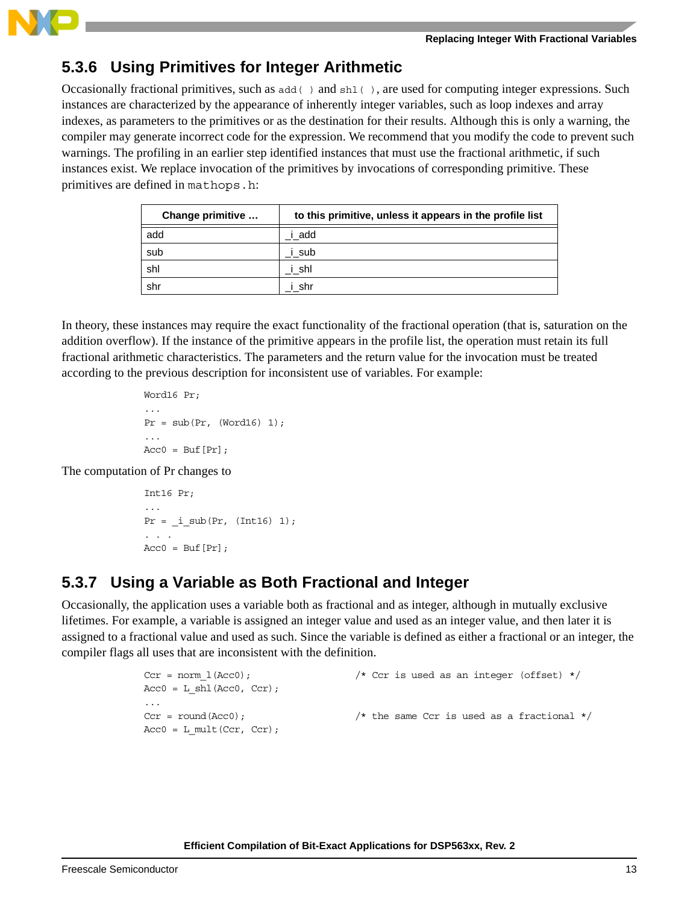## 5.3.6 Using Primitives for Integer Arithmetic

Occasionally fractional primitives, such as `add( )` and `shl( )`, are used for computing integer expressions. Such instances are characterized by the appearance of inherently integer variables, such as loop indexes and array indexes, as parameters to the primitives or as the destination for their results. Although this is only a warning, the compiler may generate incorrect code for the expression. We recommend that you modify the code to prevent such warnings. The profiling in an earlier step identified instances that must use the fractional arithmetic, if such instances exist. We replace invocation of the primitives by invocations of corresponding primitive. These primitives are defined in `mathops.h`:

| Change primitive … | to this primitive, unless it appears in the profile list |
|---|---|
| add | _i_add |
| sub | _i_sub |
| shl | _i_shl |
| shr | _i_shr |

In theory, these instances may require the exact functionality of the fractional operation (that is, saturation on the addition overflow). If the instance of the primitive appears in the profile list, the operation must retain its full fractional arithmetic characteristics. The parameters and the return value for the invocation must be treated according to the previous description for inconsistent use of variables. For example:

```
Word16 Pr;
...
Pr = sub(Pr, (Word16) 1);
...
Acc0 = Buf[Pr];
```

The computation of Pr changes to

```
Int16 Pr;
...
Pr = _i_sub(Pr, (Int16) 1);
. . .
Acc0 = Buf[Pr];
```

## 5.3.7 Using a Variable as Both Fractional and Integer

Occasionally, the application uses a variable both as fractional and as integer, although in mutually exclusive lifetimes. For example, a variable is assigned an integer value and used as an integer value, and then later it is assigned to a fractional value and used as such. Since the variable is defined as either a fractional or an integer, the compiler flags all uses that are inconsistent with the definition.

```
Ccr = norm_l(Acc0);                /* Ccr is used as an integer (offset) */
Acc0 = L_shl(Acc0, Ccr);
...
Ccr = round(Acc0);                 /* the same Ccr is used as a fractional */
Acc0 = L_mult(Ccr, Ccr);
```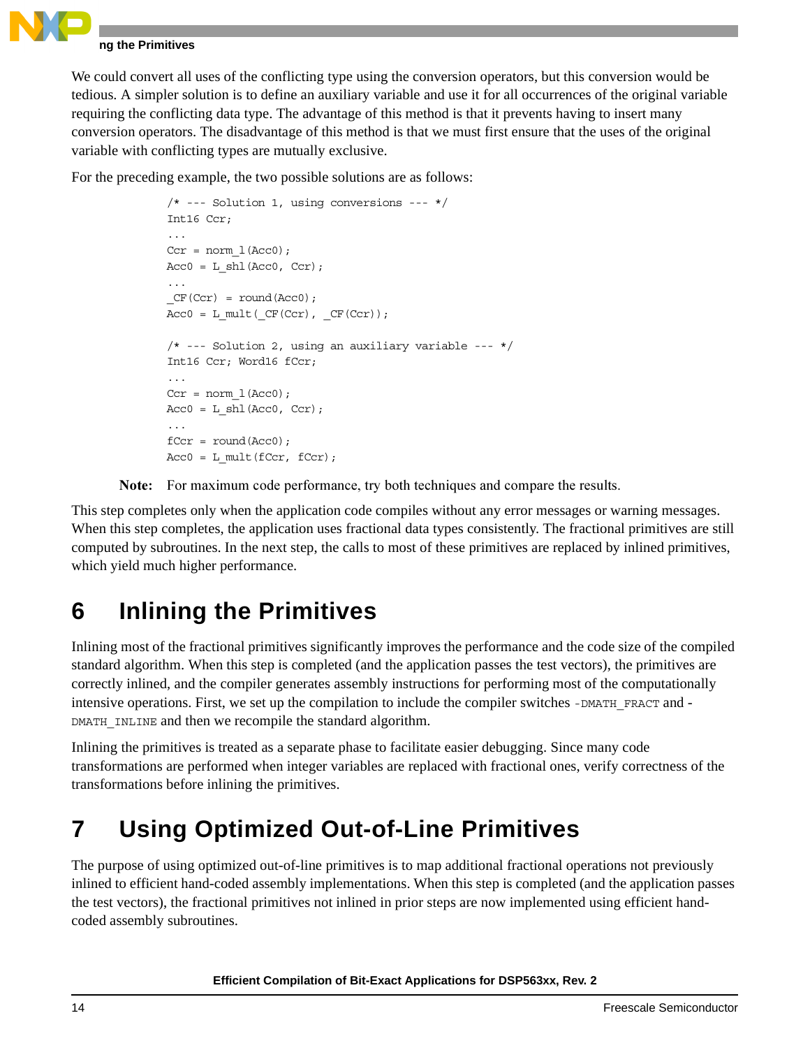We could convert all uses of the conflicting type using the conversion operators, but this conversion would be tedious. A simpler solution is to define an auxiliary variable and use it for all occurrences of the original variable requiring the conflicting data type. The advantage of this method is that it prevents having to insert many conversion operators. The disadvantage of this method is that we must first ensure that the uses of the original variable with conflicting types are mutually exclusive.

For the preceding example, the two possible solutions are as follows:

```
/* --- Solution 1, using conversions --- */
Int16 Ccr;
...
Ccr = norm_l(Acc0);
Acc0 = L_shl(Acc0, Ccr);
...
_CF(Ccr) = round(Acc0);
Acc0 = L_mult(_CF(Ccr), _CF(Ccr));

/* --- Solution 2, using an auxiliary variable --- */
Int16 Ccr; Word16 fCcr;
...
Ccr = norm_l(Acc0);
Acc0 = L_shl(Acc0, Ccr);
...
fCcr = round(Acc0);
Acc0 = L_mult(fCcr, fCcr);
```

**Note:** For maximum code performance, try both techniques and compare the results.

This step completes only when the application code compiles without any error messages or warning messages. When this step completes, the application uses fractional data types consistently. The fractional primitives are still computed by subroutines. In the next step, the calls to most of these primitives are replaced by inlined primitives, which yield much higher performance.

# 6 Inlining the Primitives

Inlining most of the fractional primitives significantly improves the performance and the code size of the compiled standard algorithm. When this step is completed (and the application passes the test vectors), the primitives are correctly inlined, and the compiler generates assembly instructions for performing most of the computationally intensive operations. First, we set up the compilation to include the compiler switches `-DMATH_FRACT` and `-DMATH_INLINE` and then we recompile the standard algorithm.

Inlining the primitives is treated as a separate phase to facilitate easier debugging. Since many code transformations are performed when integer variables are replaced with fractional ones, verify correctness of the transformations before inlining the primitives.

# 7 Using Optimized Out-of-Line Primitives

The purpose of using optimized out-of-line primitives is to map additional fractional operations not previously inlined to efficient hand-coded assembly implementations. When this step is completed (and the application passes the test vectors), the fractional primitives not inlined in prior steps are now implemented using efficient hand-coded assembly subroutines.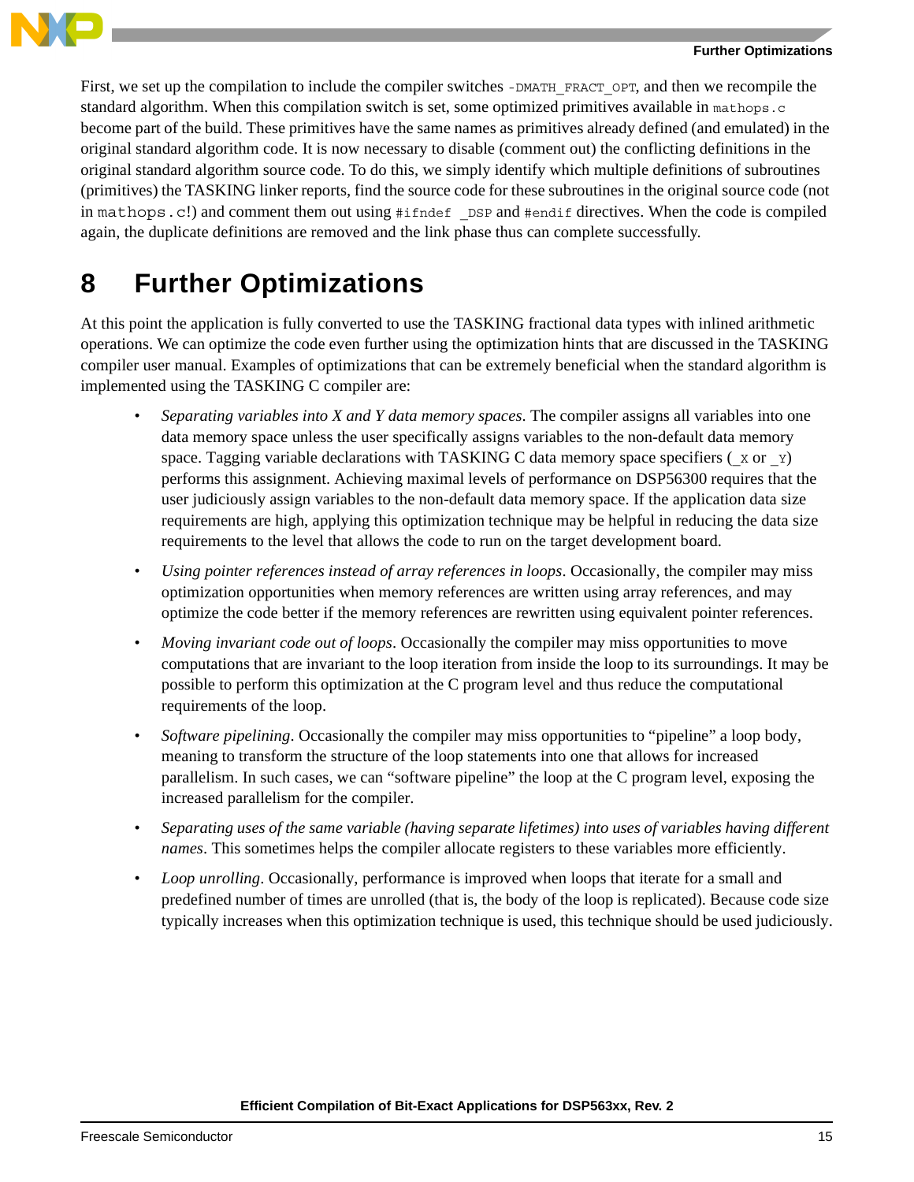First, we set up the compilation to include the compiler switches `-DMATH_FRACT_OPT`, and then we recompile the standard algorithm. When this compilation switch is set, some optimized primitives available in `mathops.c` become part of the build. These primitives have the same names as primitives already defined (and emulated) in the original standard algorithm code. It is now necessary to disable (comment out) the conflicting definitions in the original standard algorithm source code. To do this, we simply identify which multiple definitions of subroutines (primitives) the TASKING linker reports, find the source code for these subroutines in the original source code (not in `mathops.c`!) and comment them out using `#ifndef _DSP` and `#endif` directives. When the code is compiled again, the duplicate definitions are removed and the link phase thus can complete successfully.

# 8 Further Optimizations

At this point the application is fully converted to use the TASKING fractional data types with inlined arithmetic operations. We can optimize the code even further using the optimization hints that are discussed in the TASKING compiler user manual. Examples of optimizations that can be extremely beneficial when the standard algorithm is implemented using the TASKING C compiler are:

- *Separating variables into X and Y data memory spaces*. The compiler assigns all variables into one data memory space unless the user specifically assigns variables to the non-default data memory space. Tagging variable declarations with TASKING C data memory space specifiers (`_X` or `_Y`) performs this assignment. Achieving maximal levels of performance on DSP56300 requires that the user judiciously assign variables to the non-default data memory space. If the application data size requirements are high, applying this optimization technique may be helpful in reducing the data size requirements to the level that allows the code to run on the target development board.
- *Using pointer references instead of array references in loops*. Occasionally, the compiler may miss optimization opportunities when memory references are written using array references, and may optimize the code better if the memory references are rewritten using equivalent pointer references.
- *Moving invariant code out of loops*. Occasionally the compiler may miss opportunities to move computations that are invariant to the loop iteration from inside the loop to its surroundings. It may be possible to perform this optimization at the C program level and thus reduce the computational requirements of the loop.
- *Software pipelining*. Occasionally the compiler may miss opportunities to "pipeline" a loop body, meaning to transform the structure of the loop statements into one that allows for increased parallelism. In such cases, we can "software pipeline" the loop at the C program level, exposing the increased parallelism for the compiler.
- *Separating uses of the same variable (having separate lifetimes) into uses of variables having different names*. This sometimes helps the compiler allocate registers to these variables more efficiently.
- *Loop unrolling*. Occasionally, performance is improved when loops that iterate for a small and predefined number of times are unrolled (that is, the body of the loop is replicated). Because code size typically increases when this optimization technique is used, this technique should be used judiciously.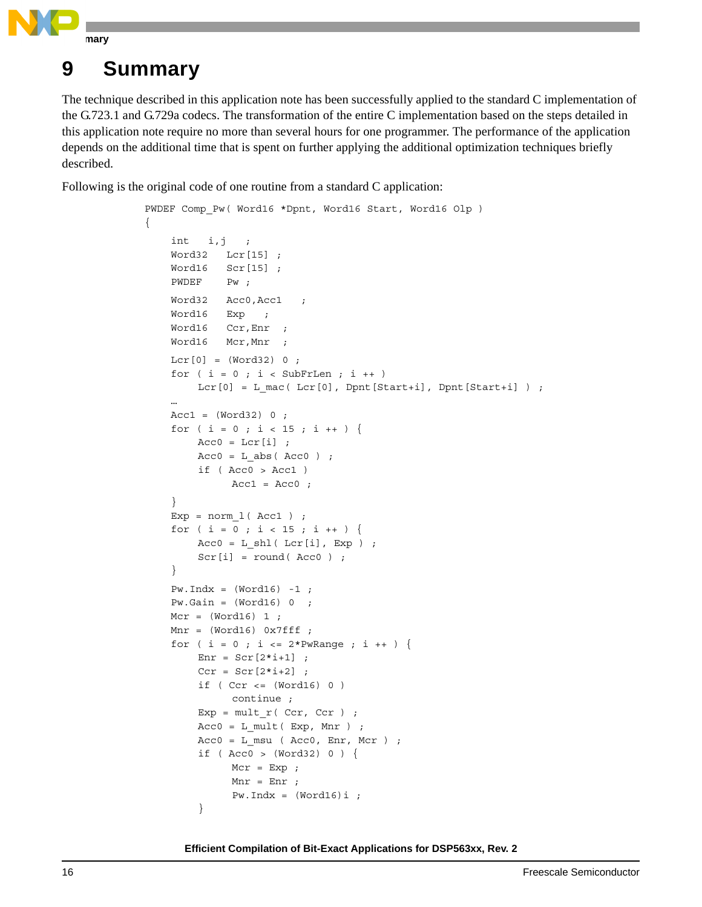# 9 Summary

The technique described in this application note has been successfully applied to the standard C implementation of the G.723.1 and G.729a codecs. The transformation of the entire C implementation based on the steps detailed in this application note require no more than several hours for one programmer. The performance of the application depends on the additional time that is spent on further applying the additional optimization techniques briefly described.

Following is the original code of one routine from a standard C application:

```
PWDEF Comp_Pw( Word16 *Dpnt, Word16 Start, Word16 Olp )
{
    int    i,j   ;
    Word32   Lcr[15] ;
    Word16   Scr[15] ;
    PWDEF    Pw ;

    Word32   Acc0,Acc1   ;
    Word16   Exp   ;
    Word16   Ccr,Enr  ;
    Word16   Mcr,Mnr  ;

    Lcr[0] = (Word32) 0 ;
    for ( i = 0 ; i < SubFrLen ; i ++ )
        Lcr[0] = L_mac( Lcr[0], Dpnt[Start+i], Dpnt[Start+i] ) ;
    …
    Acc1 = (Word32) 0 ;
    for ( i = 0 ; i < 15 ; i ++ ) {
        Acc0 = Lcr[i] ;
        Acc0 = L_abs( Acc0 ) ;
        if ( Acc0 > Acc1 )
            Acc1 = Acc0 ;
    }
    Exp = norm_l( Acc1 ) ;
    for ( i = 0 ; i < 15 ; i ++ ) {
        Acc0 = L_shl( Lcr[i], Exp ) ;
        Scr[i] = round( Acc0 ) ;
    }

    Pw.Indx = (Word16) -1 ;
    Pw.Gain = (Word16) 0  ;
    Mcr = (Word16) 1 ;
    Mnr = (Word16) 0x7fff ;
    for ( i = 0 ; i <= 2*PwRange ; i ++ ) {
        Enr = Scr[2*i+1] ;
        Ccr = Scr[2*i+2] ;
        if ( Ccr <= (Word16) 0 )
            continue ;
        Exp = mult_r( Ccr, Ccr ) ;
        Acc0 = L_mult( Exp, Mnr ) ;
        Acc0 = L_msu ( Acc0, Enr, Mcr ) ;
        if ( Acc0 > (Word32) 0 ) {
            Mcr = Exp ;
            Mnr = Enr ;
            Pw.Indx = (Word16)i ;
        }
```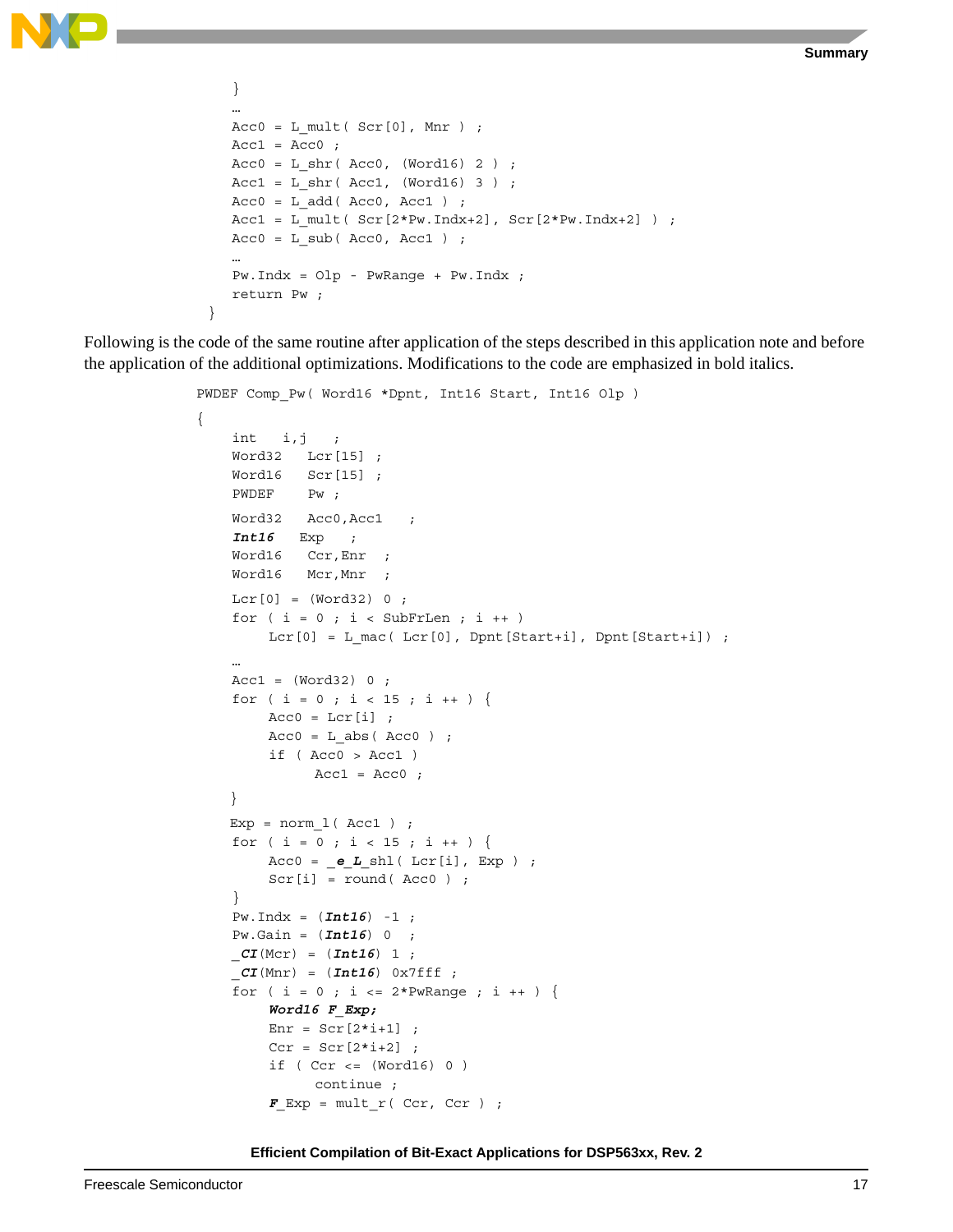```
    }
    …
    Acc0 = L_mult( Scr[0], Mnr ) ;
    Acc1 = Acc0 ;
    Acc0 = L_shr( Acc0, (Word16) 2 ) ;
    Acc1 = L_shr( Acc1, (Word16) 3 ) ;
    Acc0 = L_add( Acc0, Acc1 ) ;
    Acc1 = L_mult( Scr[2*Pw.Indx+2], Scr[2*Pw.Indx+2] ) ;
    Acc0 = L_sub( Acc0, Acc1 ) ;
    …
    Pw.Indx = Olp - PwRange + Pw.Indx ;
    return Pw ;
}
```

Following is the code of the same routine after application of the steps described in this application note and before the application of the additional optimizations. Modifications to the code are emphasized in bold italics.

```
PWDEF Comp_Pw( Word16 *Dpnt, Int16 Start, Int16 Olp )
{
    int    i,j   ;
    Word32   Lcr[15]  ;
    Word16   Scr[15]  ;
    PWDEF    Pw ;
    Word32   Acc0,Acc1   ;
    Int16   Exp   ;
    Word16   Ccr,Enr  ;
    Word16   Mcr,Mnr  ;
    Lcr[0] = (Word32) 0 ;
    for ( i = 0 ; i < SubFrLen ; i ++ )
        Lcr[0] = L_mac( Lcr[0], Dpnt[Start+i], Dpnt[Start+i]) ;
    …
    Acc1 = (Word32) 0 ;
    for ( i = 0 ; i < 15 ; i ++ ) {
        Acc0 = Lcr[i] ;
        Acc0 = L_abs( Acc0 ) ;
        if ( Acc0 > Acc1 )
            Acc1 = Acc0 ;
    }
    Exp = norm_l( Acc1 ) ;
    for ( i = 0 ; i < 15 ; i ++ ) {
        Acc0 = _e_L_shl( Lcr[i], Exp ) ;
        Scr[i] = round( Acc0 ) ;
    }
    Pw.Indx = (Int16) -1 ;
    Pw.Gain = (Int16) 0  ;
    _CI(Mcr) = (Int16) 1 ;
    _CI(Mnr) = (Int16) 0x7fff ;
    for ( i = 0 ; i <= 2*PwRange ; i ++ ) {
        Word16 F_Exp;
        Enr = Scr[2*i+1] ;
        Ccr = Scr[2*i+2] ;
        if ( Ccr <= (Word16) 0 )
            continue ;
        F_Exp = mult_r( Ccr, Ccr ) ;
```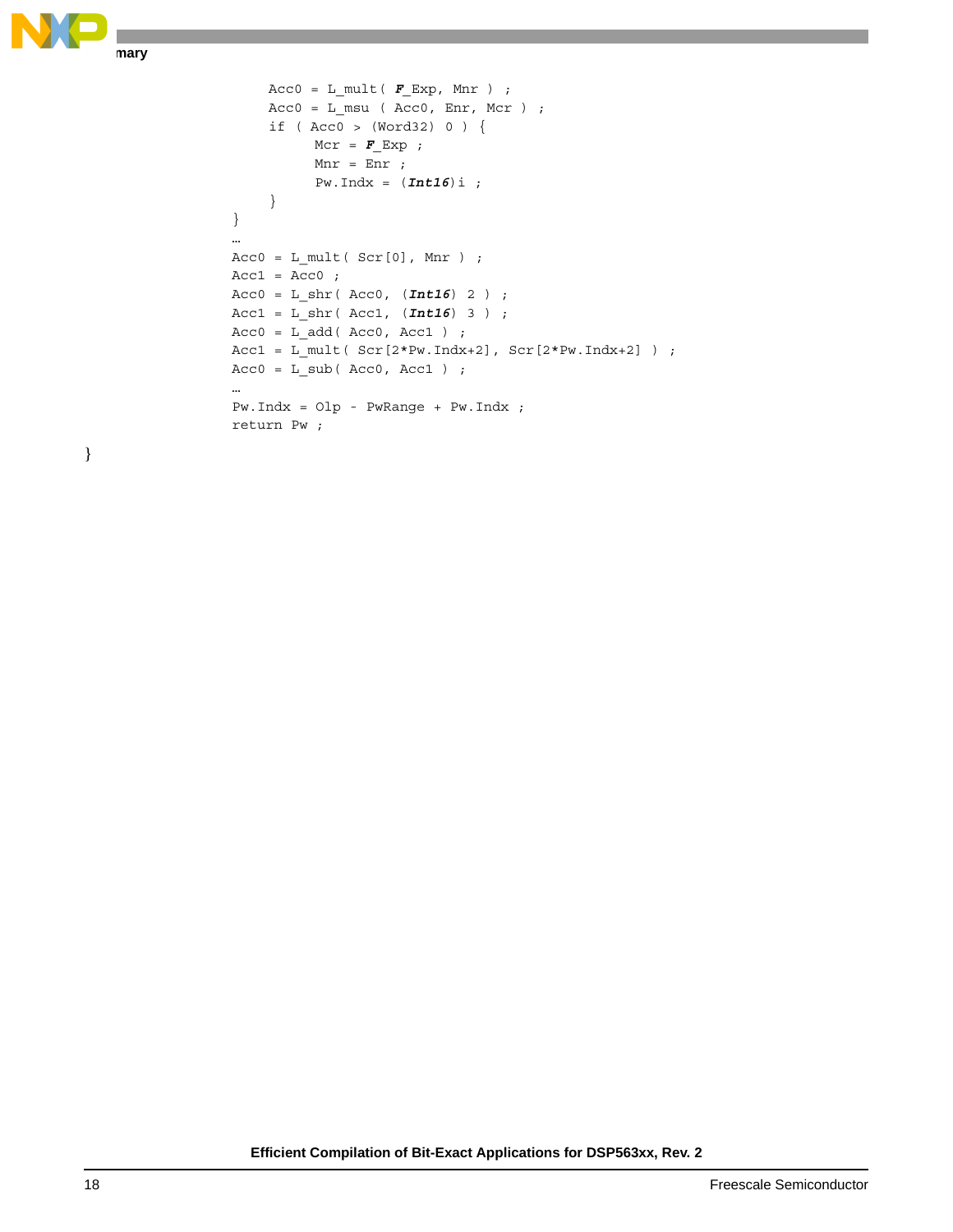```
            Acc0 = L_mult( F_Exp, Mnr ) ;
            Acc0 = L_msu ( Acc0, Enr, Mcr ) ;
            if ( Acc0 > (Word32) 0 ) {
                  Mcr = F_Exp ;
                  Mnr = Enr ;
                  Pw.Indx = (Int16)i ;
            }
      }
      …
      Acc0 = L_mult( Scr[0], Mnr ) ;
      Acc1 = Acc0 ;
      Acc0 = L_shr( Acc0, (Int16) 2 ) ;
      Acc1 = L_shr( Acc1, (Int16) 3 ) ;
      Acc0 = L_add( Acc0, Acc1 ) ;
      Acc1 = L_mult( Scr[2*Pw.Indx+2], Scr[2*Pw.Indx+2] ) ;
      Acc0 = L_sub( Acc0, Acc1 ) ;
      …
      Pw.Indx = Olp - PwRange + Pw.Indx ;
      return Pw ;
}
```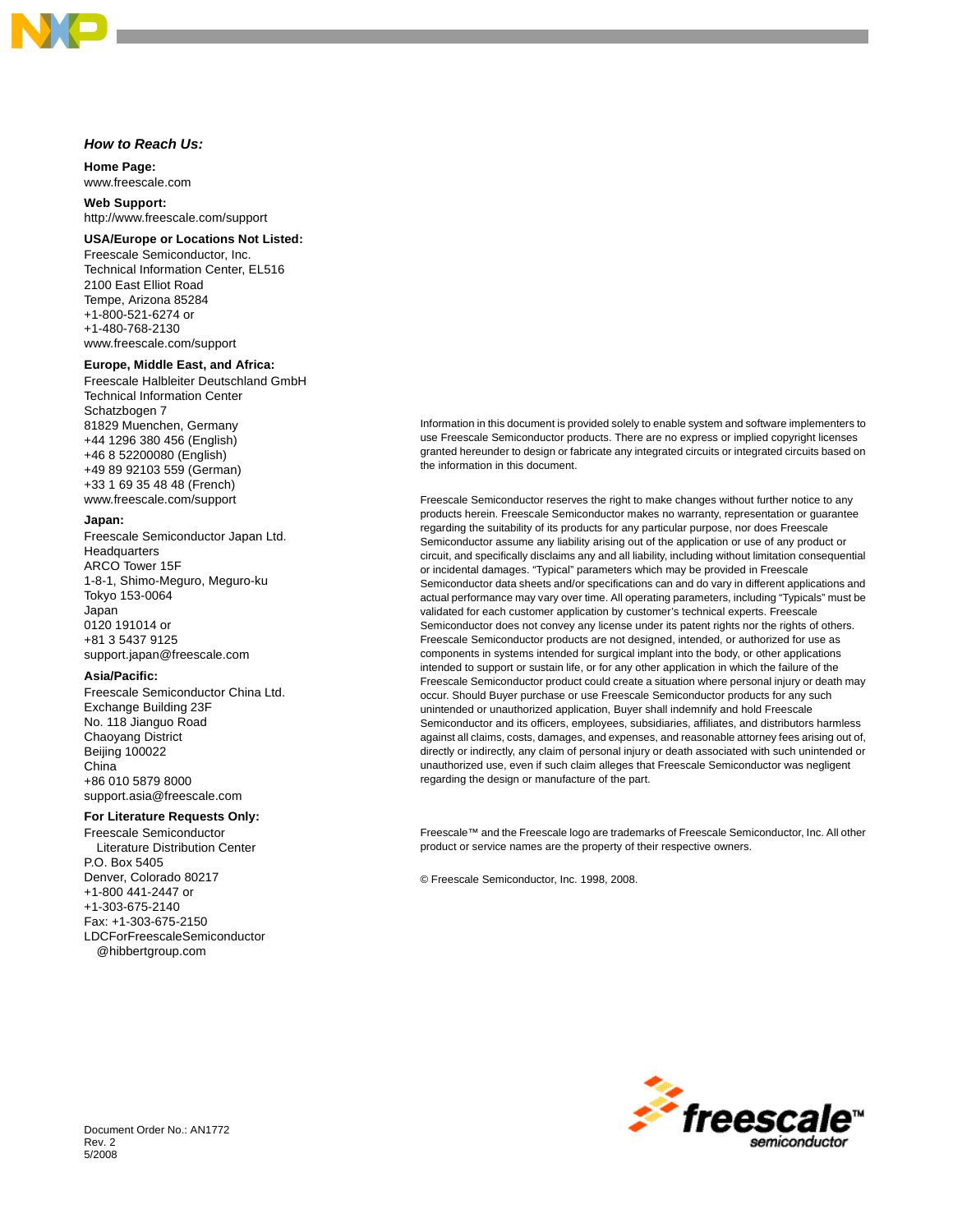*How to Reach Us:*

**Home Page:**
www.freescale.com

**Web Support:**
http://www.freescale.com/support

**USA/Europe or Locations Not Listed:**
Freescale Semiconductor, Inc.
Technical Information Center, EL516
2100 East Elliot Road
Tempe, Arizona 85284
+1-800-521-6274 or
+1-480-768-2130
www.freescale.com/support

**Europe, Middle East, and Africa:**
Freescale Halbleiter Deutschland GmbH
Technical Information Center
Schatzbogen 7
81829 Muenchen, Germany
+44 1296 380 456 (English)
+46 8 52200080 (English)
+49 89 92103 559 (German)
+33 1 69 35 48 48 (French)
www.freescale.com/support

**Japan:**
Freescale Semiconductor Japan Ltd.
Headquarters
ARCO Tower 15F
1-8-1, Shimo-Meguro, Meguro-ku
Tokyo 153-0064
Japan
0120 191014 or
+81 3 5437 9125
support.japan@freescale.com

**Asia/Pacific:**
Freescale Semiconductor China Ltd.
Exchange Building 23F
No. 118 Jianguo Road
Chaoyang District
Beijing 100022
China
+86 010 5879 8000
support.asia@freescale.com

**For Literature Requests Only:**
Freescale Semiconductor
Literature Distribution Center
P.O. Box 5405
Denver, Colorado 80217
+1-800 441-2447 or
+1-303-675-2140
Fax: +1-303-675-2150
LDCForFreescaleSemiconductor
@hibbertgroup.com

Information in this document is provided solely to enable system and software implementers to use Freescale Semiconductor products. There are no express or implied copyright licenses granted hereunder to design or fabricate any integrated circuits or integrated circuits based on the information in this document.

Freescale Semiconductor reserves the right to make changes without further notice to any products herein. Freescale Semiconductor makes no warranty, representation or guarantee regarding the suitability of its products for any particular purpose, nor does Freescale Semiconductor assume any liability arising out of the application or use of any product or circuit, and specifically disclaims any and all liability, including without limitation consequential or incidental damages. "Typical" parameters which may be provided in Freescale Semiconductor data sheets and/or specifications can and do vary in different applications and actual performance may vary over time. All operating parameters, including "Typicals" must be validated for each customer application by customer's technical experts. Freescale Semiconductor does not convey any license under its patent rights nor the rights of others. Freescale Semiconductor products are not designed, intended, or authorized for use as components in systems intended for surgical implant into the body, or other applications intended to support or sustain life, or for any other application in which the failure of the Freescale Semiconductor product could create a situation where personal injury or death may occur. Should Buyer purchase or use Freescale Semiconductor products for any such unintended or unauthorized application, Buyer shall indemnify and hold Freescale Semiconductor and its officers, employees, subsidiaries, affiliates, and distributors harmless against all claims, costs, damages, and expenses, and reasonable attorney fees arising out of, directly or indirectly, any claim of personal injury or death associated with such unintended or unauthorized use, even if such claim alleges that Freescale Semiconductor was negligent regarding the design or manufacture of the part.

Freescale™ and the Freescale logo are trademarks of Freescale Semiconductor, Inc. All other product or service names are the property of their respective owners.

© Freescale Semiconductor, Inc. 1998, 2008.

Document Order No.: AN1772
Rev. 2
5/2008